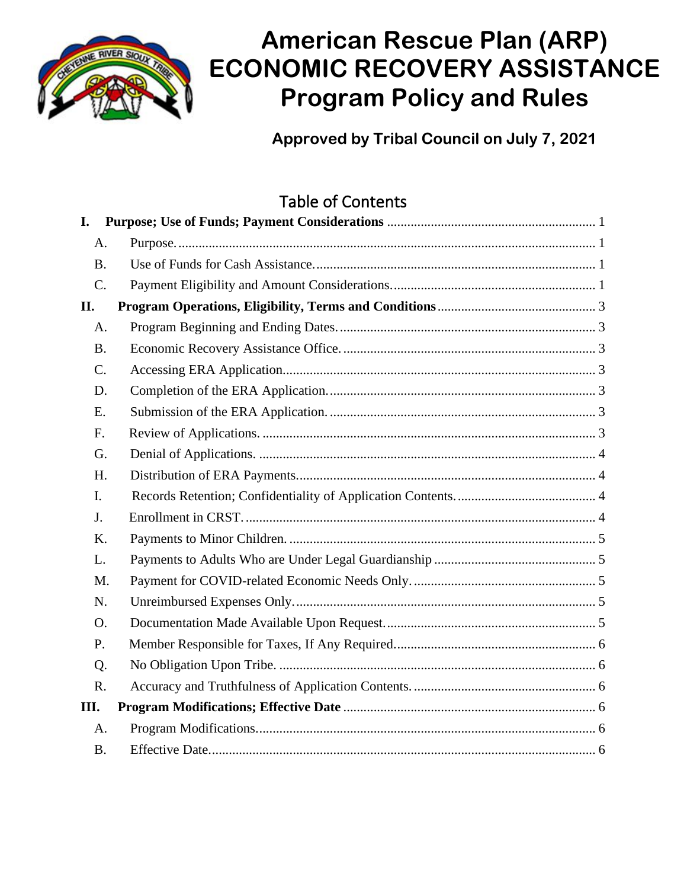# American Rescue Plan (ARP) ECONOMIC RECOVERY ASSISTANCE Program Policy and Rules

**Approved by Tribal Council on July 7, 2021**

## Table of Contents

**I. Purpose; Use of Funds; Payment Considerations** ..... 1

- A. Purpose. ..... 1
- B. Use of Funds for Cash Assistance. ..... 1
- C. Payment Eligibility and Amount Considerations. ..... 1

**II. Program Operations, Eligibility, Terms and Conditions** ..... 3

- A. Program Beginning and Ending Dates. ..... 3
- B. Economic Recovery Assistance Office. ..... 3
- C. Accessing ERA Application. ..... 3
- D. Completion of the ERA Application. ..... 3
- E. Submission of the ERA Application. ..... 3
- F. Review of Applications. ..... 3
- G. Denial of Applications. ..... 4
- H. Distribution of ERA Payments. ..... 4
- I. Records Retention; Confidentiality of Application Contents. ..... 4
- J. Enrollment in CRST. ..... 4
- K. Payments to Minor Children. ..... 5
- L. Payments to Adults Who are Under Legal Guardianship ..... 5
- M. Payment for COVID-related Economic Needs Only. ..... 5
- N. Unreimbursed Expenses Only. ..... 5
- O. Documentation Made Available Upon Request. ..... 5
- P. Member Responsible for Taxes, If Any Required. ..... 6
- Q. No Obligation Upon Tribe. ..... 6
- R. Accuracy and Truthfulness of Application Contents. ..... 6

**III. Program Modifications; Effective Date** ..... 6

- A. Program Modifications. ..... 6
- B. Effective Date. ..... 6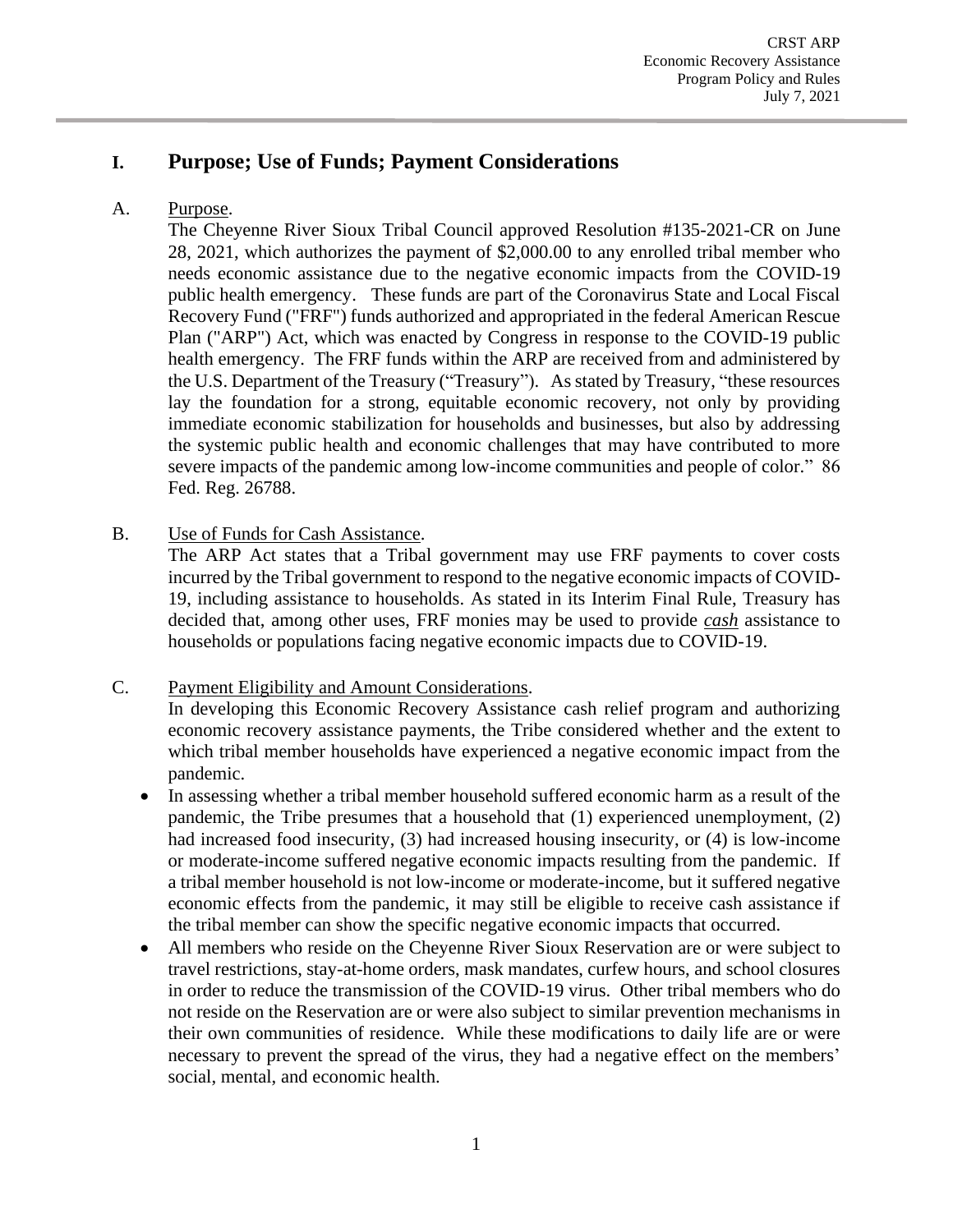# I. Purpose; Use of Funds; Payment Considerations

A. Purpose.

The Cheyenne River Sioux Tribal Council approved Resolution #135-2021-CR on June 28, 2021, which authorizes the payment of $2,000.00 to any enrolled tribal member who needs economic assistance due to the negative economic impacts from the COVID-19 public health emergency. These funds are part of the Coronavirus State and Local Fiscal Recovery Fund ("FRF") funds authorized and appropriated in the federal American Rescue Plan ("ARP") Act, which was enacted by Congress in response to the COVID-19 public health emergency. The FRF funds within the ARP are received from and administered by the U.S. Department of the Treasury ("Treasury"). As stated by Treasury, "these resources lay the foundation for a strong, equitable economic recovery, not only by providing immediate economic stabilization for households and businesses, but also by addressing the systemic public health and economic challenges that may have contributed to more severe impacts of the pandemic among low-income communities and people of color." 86 Fed. Reg. 26788.

B. Use of Funds for Cash Assistance.

The ARP Act states that a Tribal government may use FRF payments to cover costs incurred by the Tribal government to respond to the negative economic impacts of COVID-19, including assistance to households. As stated in its Interim Final Rule, Treasury has decided that, among other uses, FRF monies may be used to provide *cash* assistance to households or populations facing negative economic impacts due to COVID-19.

C. Payment Eligibility and Amount Considerations.

In developing this Economic Recovery Assistance cash relief program and authorizing economic recovery assistance payments, the Tribe considered whether and the extent to which tribal member households have experienced a negative economic impact from the pandemic.

- In assessing whether a tribal member household suffered economic harm as a result of the pandemic, the Tribe presumes that a household that (1) experienced unemployment, (2) had increased food insecurity, (3) had increased housing insecurity, or (4) is low-income or moderate-income suffered negative economic impacts resulting from the pandemic. If a tribal member household is not low-income or moderate-income, but it suffered negative economic effects from the pandemic, it may still be eligible to receive cash assistance if the tribal member can show the specific negative economic impacts that occurred.
- All members who reside on the Cheyenne River Sioux Reservation are or were subject to travel restrictions, stay-at-home orders, mask mandates, curfew hours, and school closures in order to reduce the transmission of the COVID-19 virus. Other tribal members who do not reside on the Reservation are or were also subject to similar prevention mechanisms in their own communities of residence. While these modifications to daily life are or were necessary to prevent the spread of the virus, they had a negative effect on the members' social, mental, and economic health.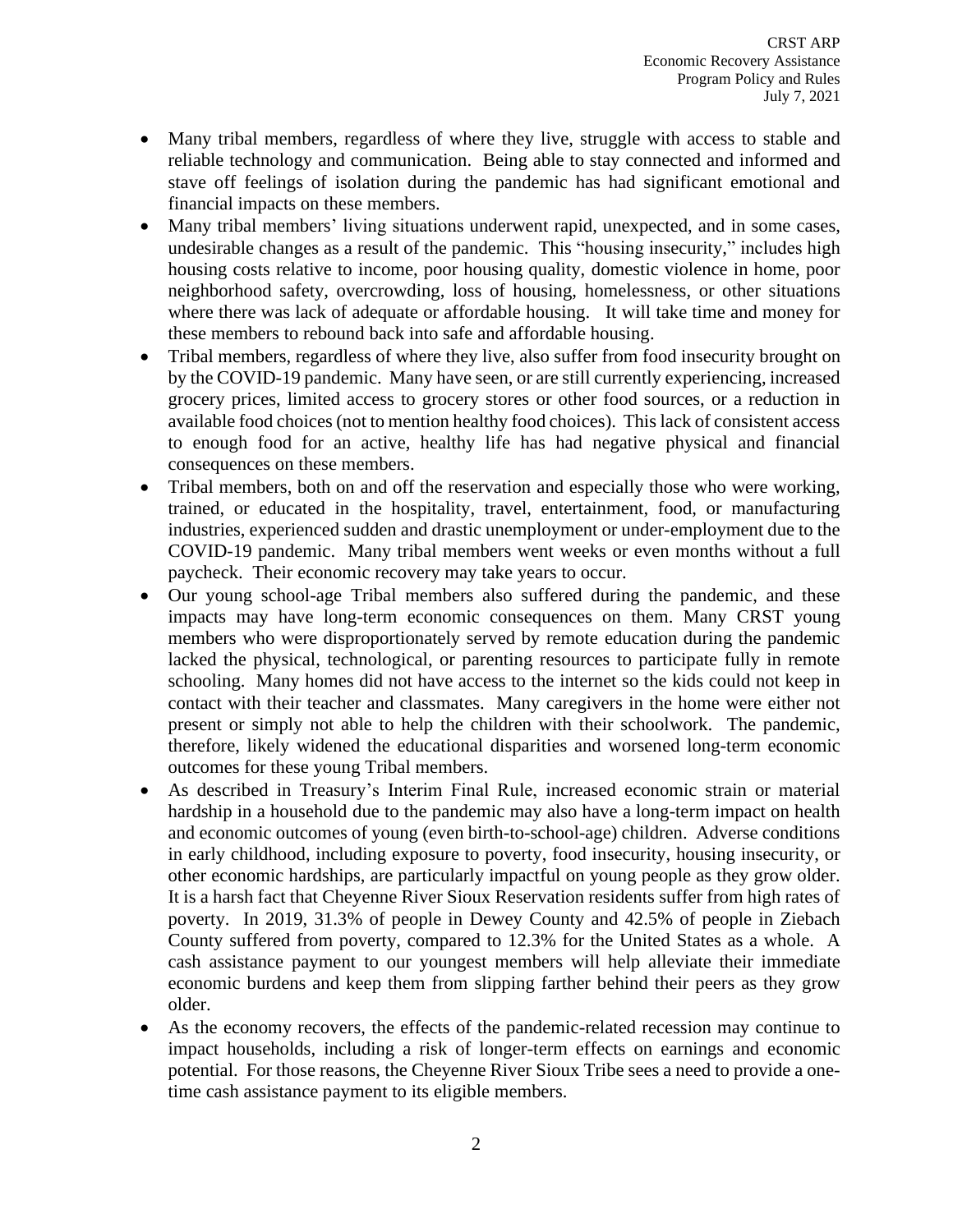- Many tribal members, regardless of where they live, struggle with access to stable and reliable technology and communication. Being able to stay connected and informed and stave off feelings of isolation during the pandemic has had significant emotional and financial impacts on these members.
- Many tribal members' living situations underwent rapid, unexpected, and in some cases, undesirable changes as a result of the pandemic. This "housing insecurity," includes high housing costs relative to income, poor housing quality, domestic violence in home, poor neighborhood safety, overcrowding, loss of housing, homelessness, or other situations where there was lack of adequate or affordable housing. It will take time and money for these members to rebound back into safe and affordable housing.
- Tribal members, regardless of where they live, also suffer from food insecurity brought on by the COVID-19 pandemic. Many have seen, or are still currently experiencing, increased grocery prices, limited access to grocery stores or other food sources, or a reduction in available food choices (not to mention healthy food choices). This lack of consistent access to enough food for an active, healthy life has had negative physical and financial consequences on these members.
- Tribal members, both on and off the reservation and especially those who were working, trained, or educated in the hospitality, travel, entertainment, food, or manufacturing industries, experienced sudden and drastic unemployment or under-employment due to the COVID-19 pandemic. Many tribal members went weeks or even months without a full paycheck. Their economic recovery may take years to occur.
- Our young school-age Tribal members also suffered during the pandemic, and these impacts may have long-term economic consequences on them. Many CRST young members who were disproportionately served by remote education during the pandemic lacked the physical, technological, or parenting resources to participate fully in remote schooling. Many homes did not have access to the internet so the kids could not keep in contact with their teacher and classmates. Many caregivers in the home were either not present or simply not able to help the children with their schoolwork. The pandemic, therefore, likely widened the educational disparities and worsened long-term economic outcomes for these young Tribal members.
- As described in Treasury's Interim Final Rule, increased economic strain or material hardship in a household due to the pandemic may also have a long-term impact on health and economic outcomes of young (even birth-to-school-age) children. Adverse conditions in early childhood, including exposure to poverty, food insecurity, housing insecurity, or other economic hardships, are particularly impactful on young people as they grow older. It is a harsh fact that Cheyenne River Sioux Reservation residents suffer from high rates of poverty. In 2019, 31.3% of people in Dewey County and 42.5% of people in Ziebach County suffered from poverty, compared to 12.3% for the United States as a whole. A cash assistance payment to our youngest members will help alleviate their immediate economic burdens and keep them from slipping farther behind their peers as they grow older.
- As the economy recovers, the effects of the pandemic-related recession may continue to impact households, including a risk of longer-term effects on earnings and economic potential. For those reasons, the Cheyenne River Sioux Tribe sees a need to provide a one-time cash assistance payment to its eligible members.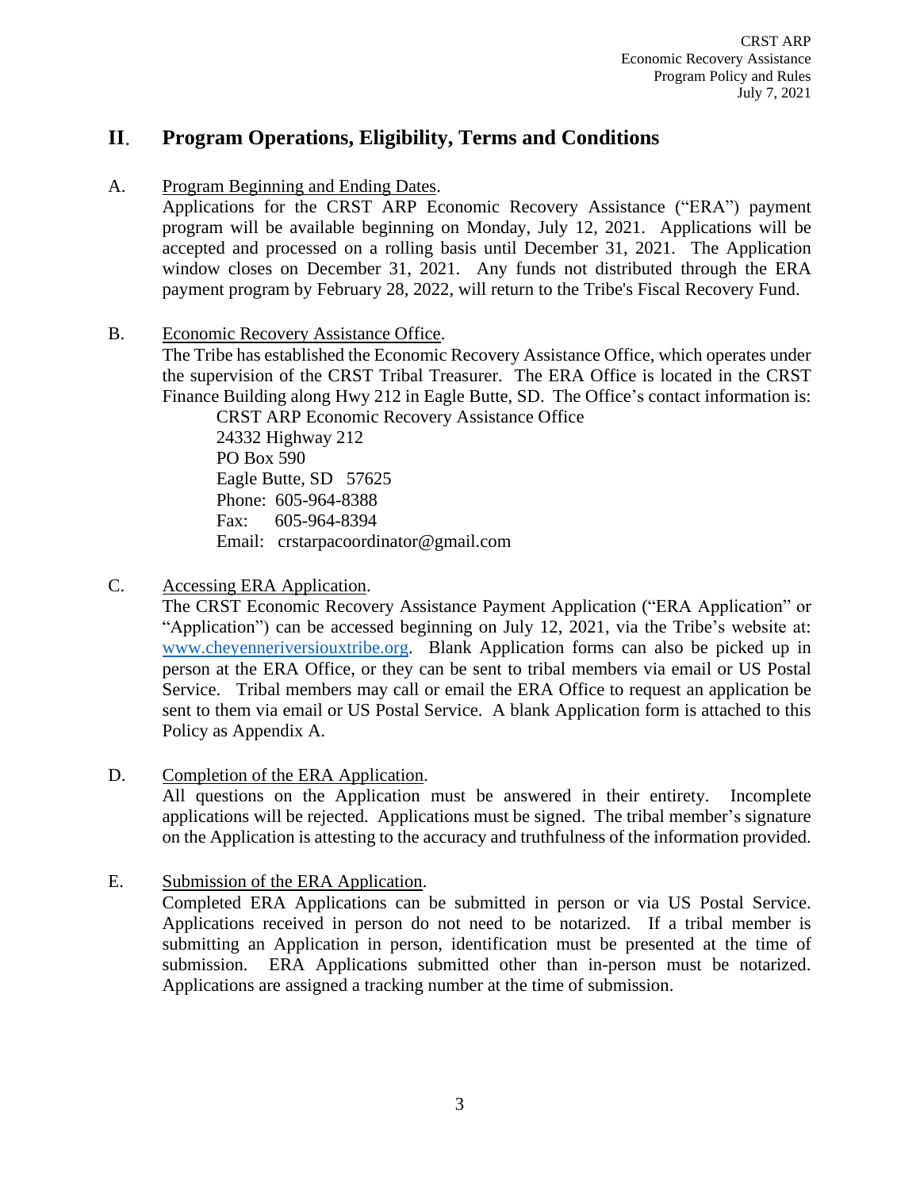## II. Program Operations, Eligibility, Terms and Conditions

A. Program Beginning and Ending Dates.

Applications for the CRST ARP Economic Recovery Assistance ("ERA") payment program will be available beginning on Monday, July 12, 2021. Applications will be accepted and processed on a rolling basis until December 31, 2021. The Application window closes on December 31, 2021. Any funds not distributed through the ERA payment program by February 28, 2022, will return to the Tribe's Fiscal Recovery Fund.

B. Economic Recovery Assistance Office.

The Tribe has established the Economic Recovery Assistance Office, which operates under the supervision of the CRST Tribal Treasurer. The ERA Office is located in the CRST Finance Building along Hwy 212 in Eagle Butte, SD. The Office's contact information is:

CRST ARP Economic Recovery Assistance Office
24332 Highway 212
PO Box 590
Eagle Butte, SD 57625
Phone: 605-964-8388
Fax: 605-964-8394
Email: crstarpacoordinator@gmail.com

C. Accessing ERA Application.

The CRST Economic Recovery Assistance Payment Application ("ERA Application" or "Application") can be accessed beginning on July 12, 2021, via the Tribe's website at: www.cheyenneriversiouxtribe.org. Blank Application forms can also be picked up in person at the ERA Office, or they can be sent to tribal members via email or US Postal Service. Tribal members may call or email the ERA Office to request an application be sent to them via email or US Postal Service. A blank Application form is attached to this Policy as Appendix A.

D. Completion of the ERA Application.

All questions on the Application must be answered in their entirety. Incomplete applications will be rejected. Applications must be signed. The tribal member's signature on the Application is attesting to the accuracy and truthfulness of the information provided.

E. Submission of the ERA Application.

Completed ERA Applications can be submitted in person or via US Postal Service. Applications received in person do not need to be notarized. If a tribal member is submitting an Application in person, identification must be presented at the time of submission. ERA Applications submitted other than in-person must be notarized. Applications are assigned a tracking number at the time of submission.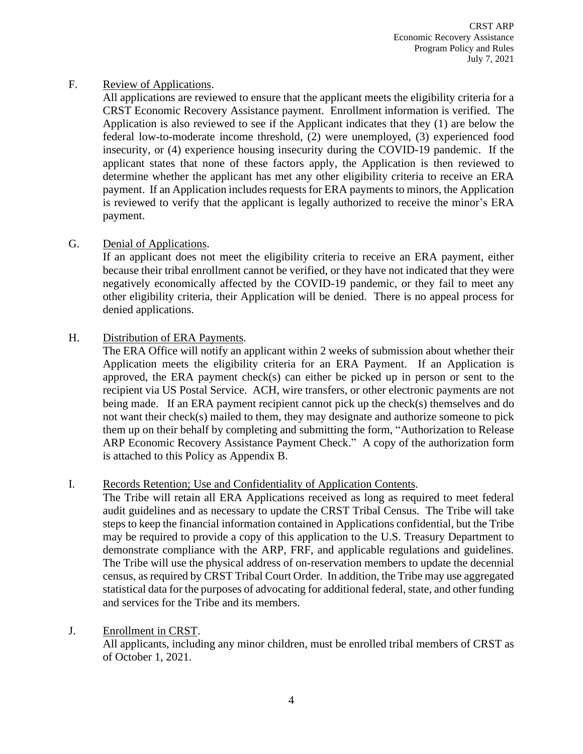F. Review of Applications.

All applications are reviewed to ensure that the applicant meets the eligibility criteria for a CRST Economic Recovery Assistance payment. Enrollment information is verified. The Application is also reviewed to see if the Applicant indicates that they (1) are below the federal low-to-moderate income threshold, (2) were unemployed, (3) experienced food insecurity, or (4) experience housing insecurity during the COVID-19 pandemic. If the applicant states that none of these factors apply, the Application is then reviewed to determine whether the applicant has met any other eligibility criteria to receive an ERA payment. If an Application includes requests for ERA payments to minors, the Application is reviewed to verify that the applicant is legally authorized to receive the minor's ERA payment.

G. Denial of Applications.

If an applicant does not meet the eligibility criteria to receive an ERA payment, either because their tribal enrollment cannot be verified, or they have not indicated that they were negatively economically affected by the COVID-19 pandemic, or they fail to meet any other eligibility criteria, their Application will be denied. There is no appeal process for denied applications.

H. Distribution of ERA Payments.

The ERA Office will notify an applicant within 2 weeks of submission about whether their Application meets the eligibility criteria for an ERA Payment. If an Application is approved, the ERA payment check(s) can either be picked up in person or sent to the recipient via US Postal Service. ACH, wire transfers, or other electronic payments are not being made. If an ERA payment recipient cannot pick up the check(s) themselves and do not want their check(s) mailed to them, they may designate and authorize someone to pick them up on their behalf by completing and submitting the form, "Authorization to Release ARP Economic Recovery Assistance Payment Check." A copy of the authorization form is attached to this Policy as Appendix B.

I. Records Retention; Use and Confidentiality of Application Contents.

The Tribe will retain all ERA Applications received as long as required to meet federal audit guidelines and as necessary to update the CRST Tribal Census. The Tribe will take steps to keep the financial information contained in Applications confidential, but the Tribe may be required to provide a copy of this application to the U.S. Treasury Department to demonstrate compliance with the ARP, FRF, and applicable regulations and guidelines. The Tribe will use the physical address of on-reservation members to update the decennial census, as required by CRST Tribal Court Order. In addition, the Tribe may use aggregated statistical data for the purposes of advocating for additional federal, state, and other funding and services for the Tribe and its members.

J. Enrollment in CRST.

All applicants, including any minor children, must be enrolled tribal members of CRST as of October 1, 2021.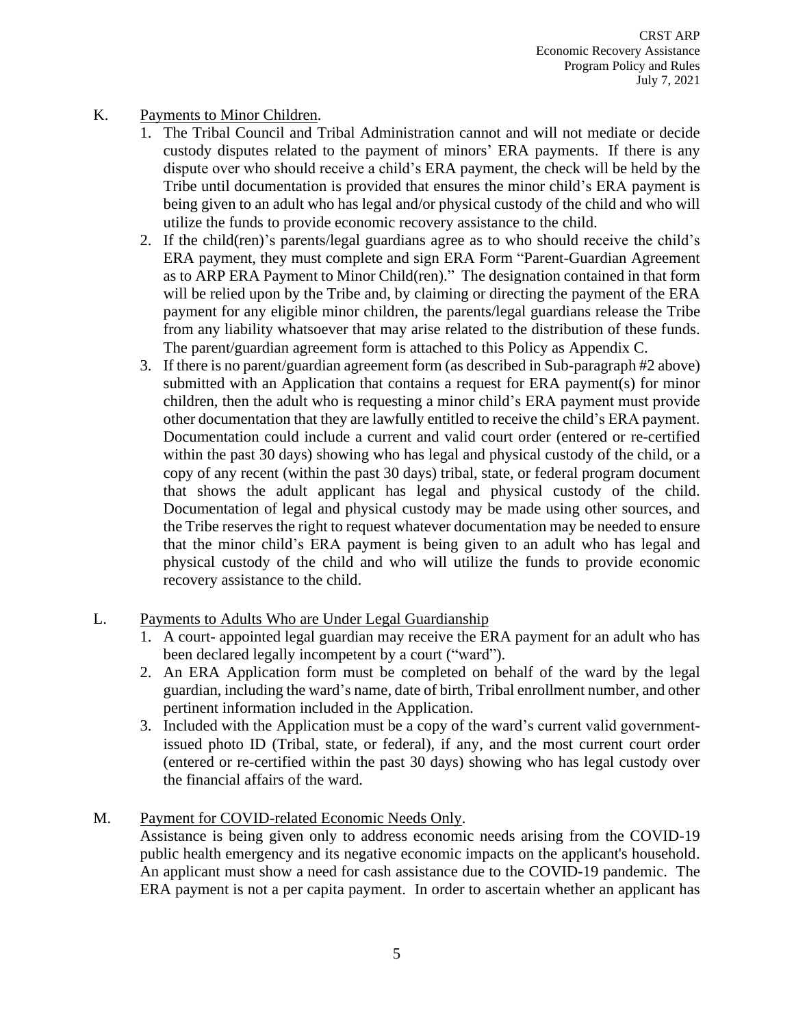K. Payments to Minor Children.

1. The Tribal Council and Tribal Administration cannot and will not mediate or decide custody disputes related to the payment of minors' ERA payments. If there is any dispute over who should receive a child's ERA payment, the check will be held by the Tribe until documentation is provided that ensures the minor child's ERA payment is being given to an adult who has legal and/or physical custody of the child and who will utilize the funds to provide economic recovery assistance to the child.
2. If the child(ren)'s parents/legal guardians agree as to who should receive the child's ERA payment, they must complete and sign ERA Form "Parent-Guardian Agreement as to ARP ERA Payment to Minor Child(ren)." The designation contained in that form will be relied upon by the Tribe and, by claiming or directing the payment of the ERA payment for any eligible minor children, the parents/legal guardians release the Tribe from any liability whatsoever that may arise related to the distribution of these funds. The parent/guardian agreement form is attached to this Policy as Appendix C.
3. If there is no parent/guardian agreement form (as described in Sub-paragraph #2 above) submitted with an Application that contains a request for ERA payment(s) for minor children, then the adult who is requesting a minor child's ERA payment must provide other documentation that they are lawfully entitled to receive the child's ERA payment. Documentation could include a current and valid court order (entered or re-certified within the past 30 days) showing who has legal and physical custody of the child, or a copy of any recent (within the past 30 days) tribal, state, or federal program document that shows the adult applicant has legal and physical custody of the child. Documentation of legal and physical custody may be made using other sources, and the Tribe reserves the right to request whatever documentation may be needed to ensure that the minor child's ERA payment is being given to an adult who has legal and physical custody of the child and who will utilize the funds to provide economic recovery assistance to the child.

L. Payments to Adults Who are Under Legal Guardianship

1. A court- appointed legal guardian may receive the ERA payment for an adult who has been declared legally incompetent by a court ("ward").
2. An ERA Application form must be completed on behalf of the ward by the legal guardian, including the ward's name, date of birth, Tribal enrollment number, and other pertinent information included in the Application.
3. Included with the Application must be a copy of the ward's current valid government-issued photo ID (Tribal, state, or federal), if any, and the most current court order (entered or re-certified within the past 30 days) showing who has legal custody over the financial affairs of the ward.

M. Payment for COVID-related Economic Needs Only.

Assistance is being given only to address economic needs arising from the COVID-19 public health emergency and its negative economic impacts on the applicant's household. An applicant must show a need for cash assistance due to the COVID-19 pandemic. The ERA payment is not a per capita payment. In order to ascertain whether an applicant has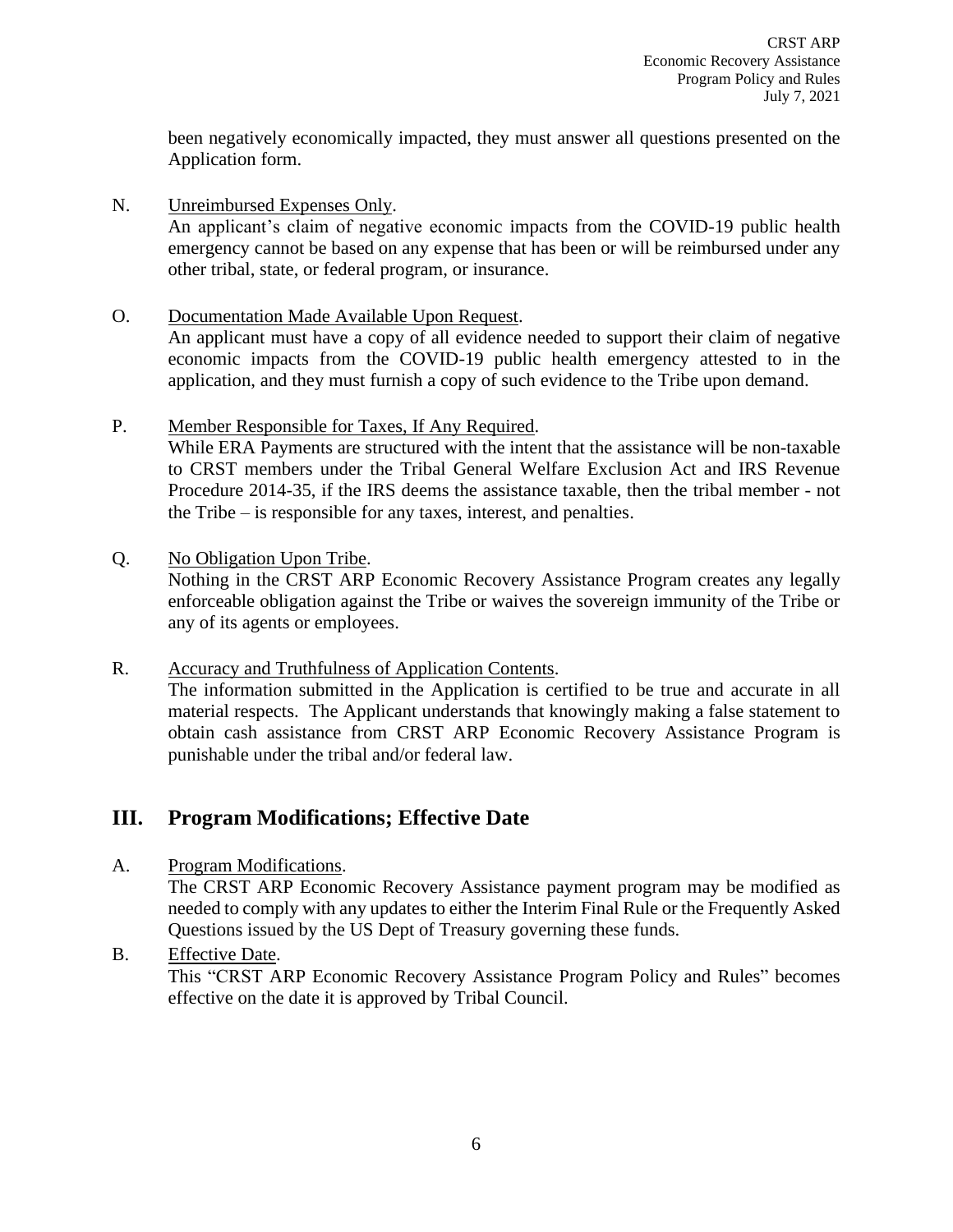been negatively economically impacted, they must answer all questions presented on the Application form.

N. Unreimbursed Expenses Only.
An applicant's claim of negative economic impacts from the COVID-19 public health emergency cannot be based on any expense that has been or will be reimbursed under any other tribal, state, or federal program, or insurance.

O. Documentation Made Available Upon Request.
An applicant must have a copy of all evidence needed to support their claim of negative economic impacts from the COVID-19 public health emergency attested to in the application, and they must furnish a copy of such evidence to the Tribe upon demand.

P. Member Responsible for Taxes, If Any Required.
While ERA Payments are structured with the intent that the assistance will be non-taxable to CRST members under the Tribal General Welfare Exclusion Act and IRS Revenue Procedure 2014-35, if the IRS deems the assistance taxable, then the tribal member - not the Tribe – is responsible for any taxes, interest, and penalties.

Q. No Obligation Upon Tribe.
Nothing in the CRST ARP Economic Recovery Assistance Program creates any legally enforceable obligation against the Tribe or waives the sovereign immunity of the Tribe or any of its agents or employees.

R. Accuracy and Truthfulness of Application Contents.
The information submitted in the Application is certified to be true and accurate in all material respects. The Applicant understands that knowingly making a false statement to obtain cash assistance from CRST ARP Economic Recovery Assistance Program is punishable under the tribal and/or federal law.

## III. Program Modifications; Effective Date

A. Program Modifications.
The CRST ARP Economic Recovery Assistance payment program may be modified as needed to comply with any updates to either the Interim Final Rule or the Frequently Asked Questions issued by the US Dept of Treasury governing these funds.

B. Effective Date.
This "CRST ARP Economic Recovery Assistance Program Policy and Rules" becomes effective on the date it is approved by Tribal Council.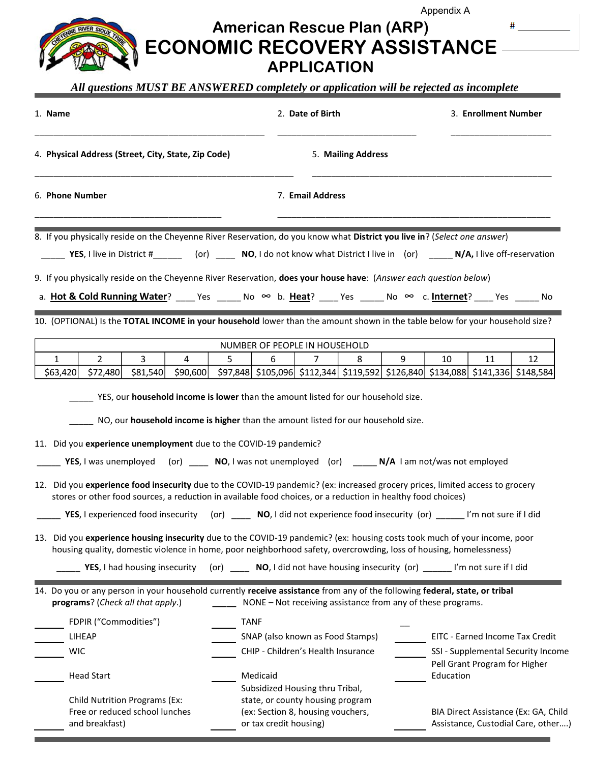Appendix A

# _____

# American Rescue Plan (ARP)
# ECONOMIC RECOVERY ASSISTANCE
## APPLICATION

***All questions MUST BE ANSWERED completely or application will be rejected as incomplete***

1. **Name** ______________________________
2. **Date of Birth** ______________________________
3. **Enrollment Number** ______________________________

4. **Physical Address (Street, City, State, Zip Code)** ______________________________
5. **Mailing Address** ______________________________

6. **Phone Number** ______________________________
7. **Email Address** ______________________________

8. If you physically reside on the Cheyenne River Reservation, do you know what **District you live in**? (*Select one answer*)

_____ **YES**, I live in District #______ (or) ____ **NO**, I do not know what District I live in (or) _____ **N/A,** I live off-reservation

9. If you physically reside on the Cheyenne River Reservation, **does your house have**: (*Answer each question below*)

a. **Hot & Cold Running Water**? ____ Yes _____ No ∞ b. **Heat**? ____ Yes _____ No ∞ c. **Internet**? ____ Yes _____ No

10. (OPTIONAL) Is the **TOTAL INCOME in your household** lower than the amount shown in the table below for your household size?

| NUMBER OF PEOPLE IN HOUSEHOLD | | | | | | | | | | | |
|---|---|---|---|---|---|---|---|---|---|---|---|
| 1 | 2 | 3 | 4 | 5 | 6 | 7 | 8 | 9 | 10 | 11 | 12 |
| $63,420 | $72,480 | $81,540 | $90,600 | $97,848 | $105,096 | $112,344 | $119,592 | $126,840 | $134,088 | $141,336 | $148,584 |

_____ YES, our **household income is lower** than the amount listed for our household size.

_____ NO, our **household income is higher** than the amount listed for our household size.

11. Did you **experience unemployment** due to the COVID-19 pandemic?

_____ **YES**, I was unemployed (or) ____ **NO**, I was not unemployed (or) _____ **N/A** I am not/was not employed

12. Did you **experience food insecurity** due to the COVID-19 pandemic? (ex: increased grocery prices, limited access to grocery stores or other food sources, a reduction in available food choices, or a reduction in healthy food choices)

_____ **YES**, I experienced food insecurity (or) ____ **NO**, I did not experience food insecurity (or) ______ I'm not sure if I did

13. Did you **experience housing insecurity** due to the COVID-19 pandemic? (ex: housing costs took much of your income, poor housing quality, domestic violence in home, poor neighborhood safety, overcrowding, loss of housing, homelessness)

_____ **YES**, I had housing insecurity (or) ____ **NO**, I did not have housing insecurity (or) ______ I'm not sure if I did

14. Do you or any person in your household currently **receive assistance** from any of the following **federal, state, or tribal programs**? (*Check all that apply*.) _____ NONE – Not receiving assistance from any of these programs.

______ FDPIR ("Commodities")
______ LIHEAP
______ WIC
______ Head Start
______ Child Nutrition Programs (Ex: Free or reduced school lunches and breakfast)
______ TANF
______ SNAP (also known as Food Stamps)
______ CHIP - Children's Health Insurance
______ Medicaid
______ Subsidized Housing thru Tribal, state, or county housing program (ex: Section 8, housing vouchers, or tax credit housing)
______ EITC - Earned Income Tax Credit
______ SSI - Supplemental Security Income
______ Pell Grant Program for Higher Education
______ BIA Direct Assistance (Ex: GA, Child Assistance, Custodial Care, other….)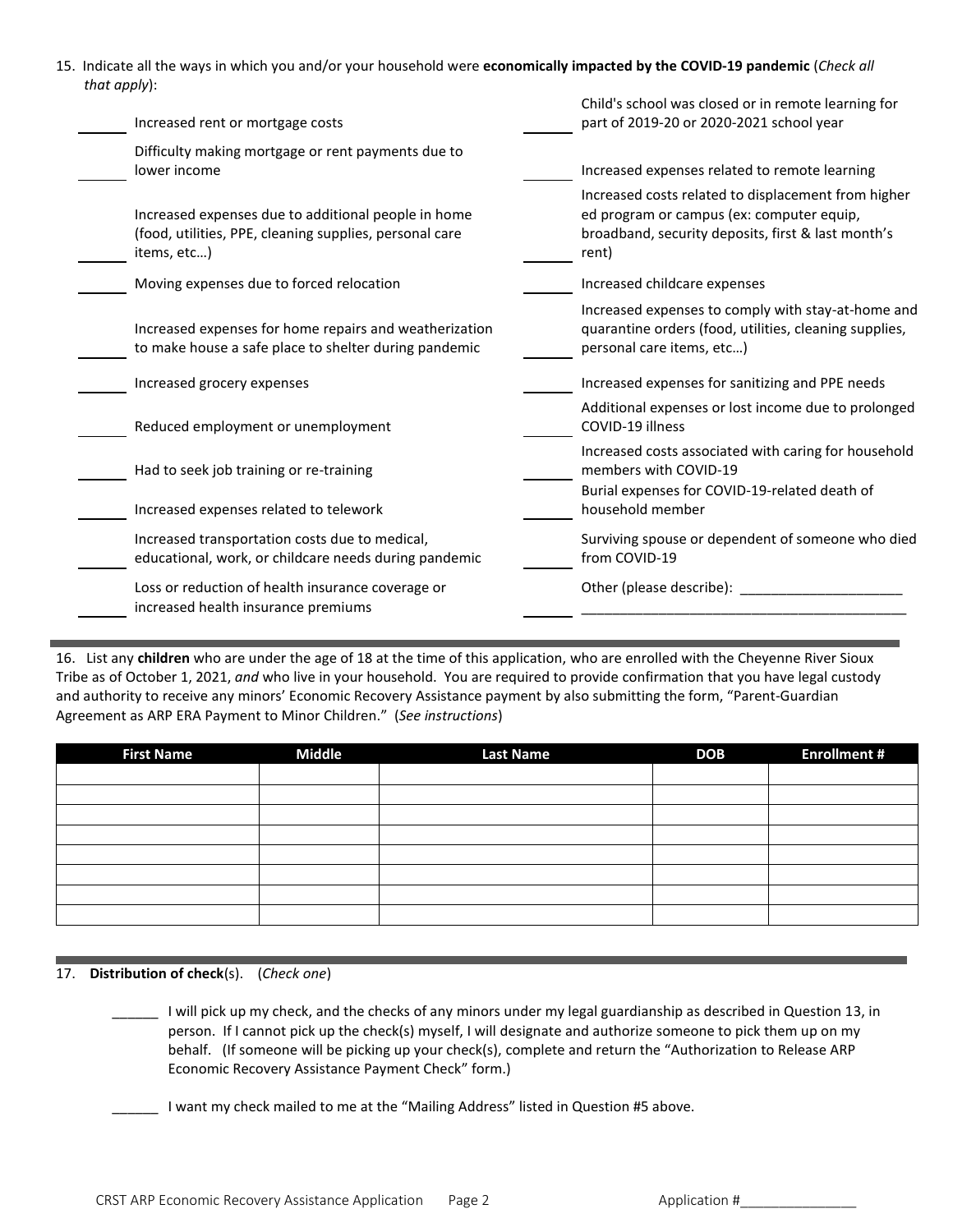15. Indicate all the ways in which you and/or your household were **economically impacted by the COVID-19 pandemic** (*Check all that apply*):

______ Increased rent or mortgage costs

______ Difficulty making mortgage or rent payments due to lower income

______ Increased expenses due to additional people in home (food, utilities, PPE, cleaning supplies, personal care items, etc…)

______ Moving expenses due to forced relocation

______ Increased expenses for home repairs and weatherization to make house a safe place to shelter during pandemic

______ Increased grocery expenses

______ Reduced employment or unemployment

______ Had to seek job training or re-training

______ Increased expenses related to telework

______ Increased transportation costs due to medical, educational, work, or childcare needs during pandemic

______ Loss or reduction of health insurance coverage or increased health insurance premiums

______ Child's school was closed or in remote learning for part of 2019-20 or 2020-2021 school year

______ Increased expenses related to remote learning

______ Increased costs related to displacement from higher ed program or campus (ex: computer equip, broadband, security deposits, first & last month's rent)

______ Increased childcare expenses

______ Increased expenses to comply with stay-at-home and quarantine orders (food, utilities, cleaning supplies, personal care items, etc…)

______ Increased expenses for sanitizing and PPE needs

______ Additional expenses or lost income due to prolonged COVID-19 illness

______ Increased costs associated with caring for household members with COVID-19

______ Burial expenses for COVID-19-related death of household member

______ Surviving spouse or dependent of someone who died from COVID-19

______ Other (please describe): ____________________
__________________________________________

16. List any **children** who are under the age of 18 at the time of this application, who are enrolled with the Cheyenne River Sioux Tribe as of October 1, 2021, *and* who live in your household. You are required to provide confirmation that you have legal custody and authority to receive any minors' Economic Recovery Assistance payment by also submitting the form, "Parent-Guardian Agreement as ARP ERA Payment to Minor Children." (*See instructions*)

| First Name | Middle | Last Name | DOB | Enrollment # |
|---|---|---|---|---|
| | | | | |
| | | | | |
| | | | | |
| | | | | |
| | | | | |
| | | | | |
| | | | | |
| | | | | |

17. **Distribution of check**(s). (*Check one*)

______ I will pick up my check, and the checks of any minors under my legal guardianship as described in Question 13, in person. If I cannot pick up the check(s) myself, I will designate and authorize someone to pick them up on my behalf. (If someone will be picking up your check(s), complete and return the "Authorization to Release ARP Economic Recovery Assistance Payment Check" form.)

______ I want my check mailed to me at the "Mailing Address" listed in Question #5 above.

Application #_______________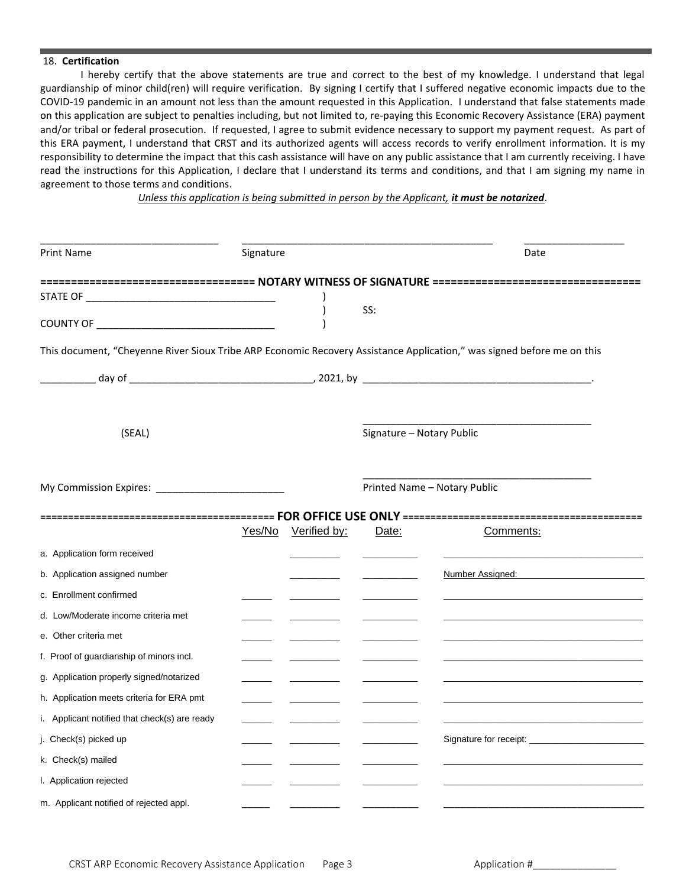18. **Certification**

I hereby certify that the above statements are true and correct to the best of my knowledge. I understand that legal guardianship of minor child(ren) will require verification. By signing I certify that I suffered negative economic impacts due to the COVID-19 pandemic in an amount not less than the amount requested in this Application. I understand that false statements made on this application are subject to penalties including, but not limited to, re-paying this Economic Recovery Assistance (ERA) payment and/or tribal or federal prosecution. If requested, I agree to submit evidence necessary to support my payment request. As part of this ERA payment, I understand that CRST and its authorized agents will access records to verify enrollment information. It is my responsibility to determine the impact that this cash assistance will have on any public assistance that I am currently receiving. I have read the instructions for this Application, I declare that I understand its terms and conditions, and that I am signing my name in agreement to those terms and conditions.

*Unless this application is being submitted in person by the Applicant,* ***it must be notarized****.*

________________________________ ____________________________________________ __________________

Print Name Signature Date

**================================== NOTARY WITNESS OF SIGNATURE ==================================**

STATE OF __________________________________ )
 ) SS:
COUNTY OF ________________________________ )

This document, "Cheyenne River Sioux Tribe ARP Economic Recovery Assistance Application," was signed before me on this

__________ day of _________________________________, 2021, by _________________________________________.

(SEAL)

__________________________________________
Signature – Notary Public

My Commission Expires: _______________________

__________________________________________
Printed Name – Notary Public

**======================================== FOR OFFICE USE ONLY ========================================**

| | Yes/No | Verified by: | Date: | Comments: |
|---|---|---|---|---|
| a. Application form received | | ________ | ________ | ____________________ |
| b. Application assigned number | | ________ | ________ | Number Assigned: ____________ |
| c. Enrollment confirmed | _____ | ________ | ________ | ____________________ |
| d. Low/Moderate income criteria met | _____ | ________ | ________ | ____________________ |
| e. Other criteria met | _____ | ________ | ________ | ____________________ |
| f. Proof of guardianship of minors incl. | _____ | ________ | ________ | ____________________ |
| g. Application properly signed/notarized | _____ | ________ | ________ | ____________________ |
| h. Application meets criteria for ERA pmt | _____ | ________ | ________ | ____________________ |
| i. Applicant notified that check(s) are ready | _____ | ________ | ________ | ____________________ |
| j. Check(s) picked up | _____ | ________ | ________ | Signature for receipt: ____________ |
| k. Check(s) mailed | _____ | ________ | ________ | ____________________ |
| l. Application rejected | _____ | ________ | ________ | ____________________ |
| m. Applicant notified of rejected appl. | _____ | ________ | ________ | ____________________ |

Application #_______________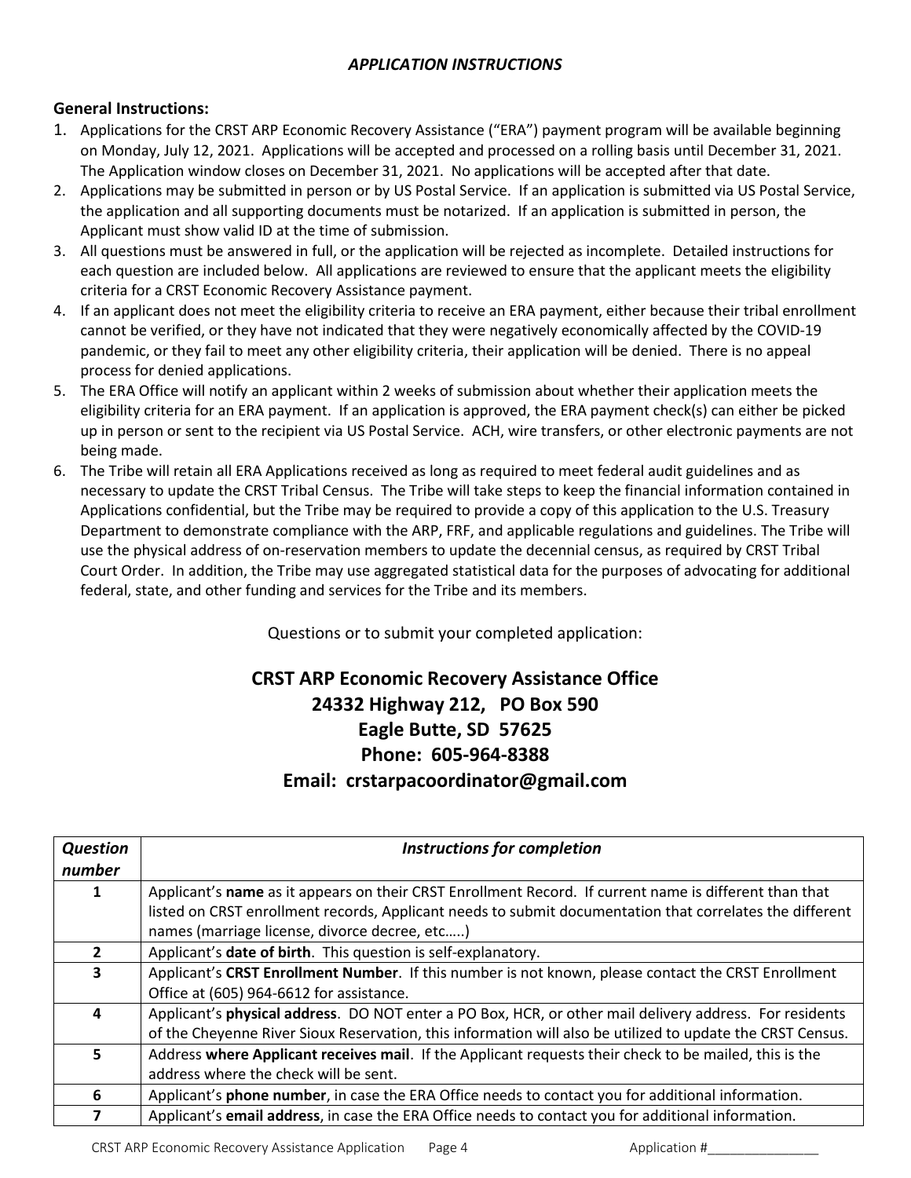### *APPLICATION INSTRUCTIONS*

**General Instructions:**

1. Applications for the CRST ARP Economic Recovery Assistance ("ERA") payment program will be available beginning on Monday, July 12, 2021. Applications will be accepted and processed on a rolling basis until December 31, 2021. The Application window closes on December 31, 2021. No applications will be accepted after that date.
2. Applications may be submitted in person or by US Postal Service. If an application is submitted via US Postal Service, the application and all supporting documents must be notarized. If an application is submitted in person, the Applicant must show valid ID at the time of submission.
3. All questions must be answered in full, or the application will be rejected as incomplete. Detailed instructions for each question are included below. All applications are reviewed to ensure that the applicant meets the eligibility criteria for a CRST Economic Recovery Assistance payment.
4. If an applicant does not meet the eligibility criteria to receive an ERA payment, either because their tribal enrollment cannot be verified, or they have not indicated that they were negatively economically affected by the COVID-19 pandemic, or they fail to meet any other eligibility criteria, their application will be denied. There is no appeal process for denied applications.
5. The ERA Office will notify an applicant within 2 weeks of submission about whether their application meets the eligibility criteria for an ERA payment. If an application is approved, the ERA payment check(s) can either be picked up in person or sent to the recipient via US Postal Service. ACH, wire transfers, or other electronic payments are not being made.
6. The Tribe will retain all ERA Applications received as long as required to meet federal audit guidelines and as necessary to update the CRST Tribal Census. The Tribe will take steps to keep the financial information contained in Applications confidential, but the Tribe may be required to provide a copy of this application to the U.S. Treasury Department to demonstrate compliance with the ARP, FRF, and applicable regulations and guidelines. The Tribe will use the physical address of on-reservation members to update the decennial census, as required by CRST Tribal Court Order. In addition, the Tribe may use aggregated statistical data for the purposes of advocating for additional federal, state, and other funding and services for the Tribe and its members.

Questions or to submit your completed application:

**CRST ARP Economic Recovery Assistance Office**
**24332 Highway 212, PO Box 590**
**Eagle Butte, SD 57625**
**Phone: 605-964-8388**
**Email: crstarpacoordinator@gmail.com**

| *Question number* | *Instructions for completion* |
|---|---|
| 1 | Applicant's **name** as it appears on their CRST Enrollment Record. If current name is different than that listed on CRST enrollment records, Applicant needs to submit documentation that correlates the different names (marriage license, divorce decree, etc…..) |
| 2 | Applicant's **date of birth**. This question is self-explanatory. |
| 3 | Applicant's **CRST Enrollment Number**. If this number is not known, please contact the CRST Enrollment Office at (605) 964-6612 for assistance. |
| 4 | Applicant's **physical address**. DO NOT enter a PO Box, HCR, or other mail delivery address. For residents of the Cheyenne River Sioux Reservation, this information will also be utilized to update the CRST Census. |
| 5 | Address **where Applicant receives mail**. If the Applicant requests their check to be mailed, this is the address where the check will be sent. |
| 6 | Applicant's **phone number**, in case the ERA Office needs to contact you for additional information. |
| 7 | Applicant's **email address**, in case the ERA Office needs to contact you for additional information. |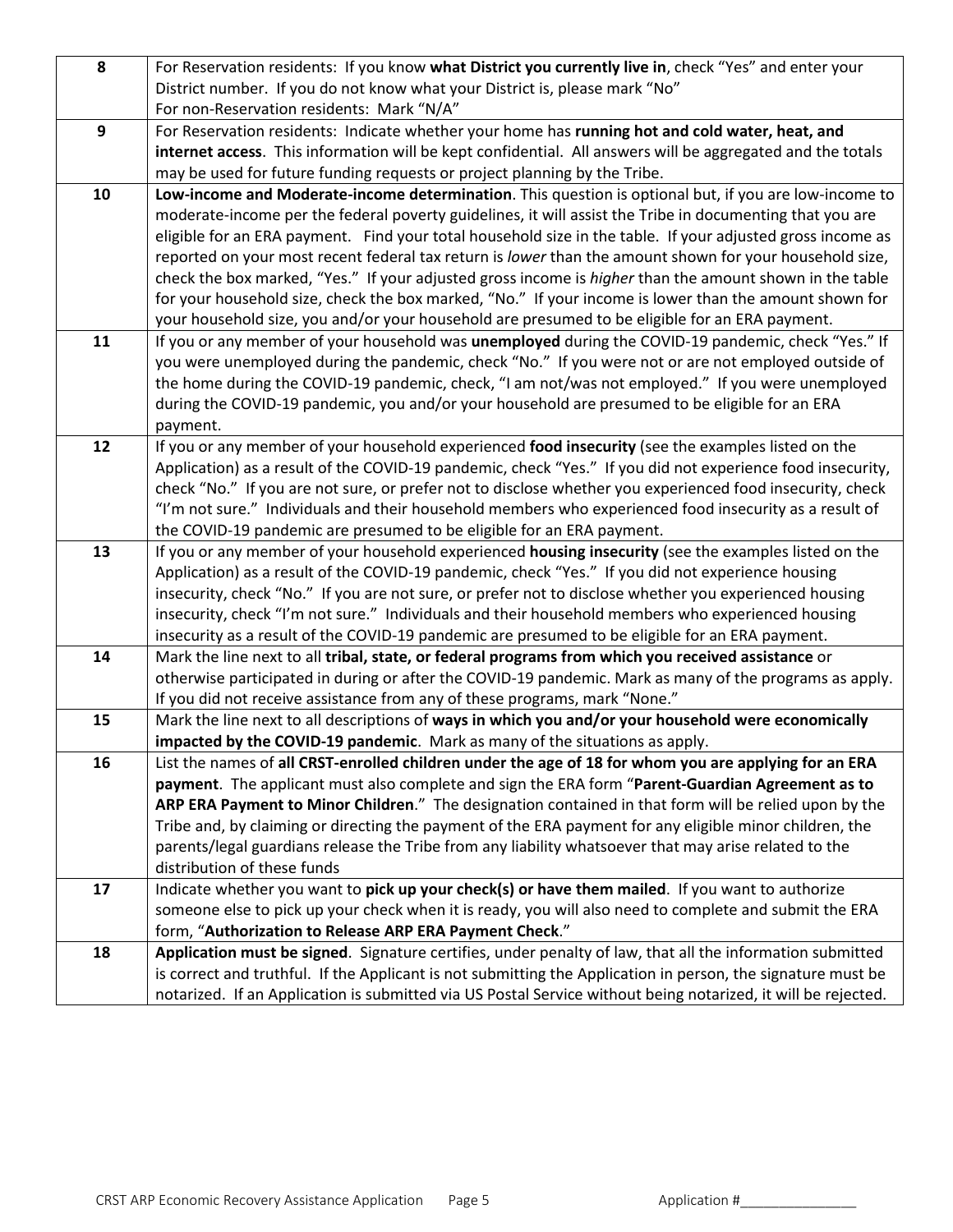| | |
|---|---|
| **8** | For Reservation residents: If you know **what District you currently live in**, check "Yes" and enter your District number. If you do not know what your District is, please mark "No"<br>For non-Reservation residents: Mark "N/A" |
| **9** | For Reservation residents: Indicate whether your home has **running hot and cold water, heat, and internet access**. This information will be kept confidential. All answers will be aggregated and the totals may be used for future funding requests or project planning by the Tribe. |
| **10** | **Low-income and Moderate-income determination**. This question is optional but, if you are low-income to moderate-income per the federal poverty guidelines, it will assist the Tribe in documenting that you are eligible for an ERA payment. Find your total household size in the table. If your adjusted gross income as reported on your most recent federal tax return is *lower* than the amount shown for your household size, check the box marked, "Yes." If your adjusted gross income is *higher* than the amount shown in the table for your household size, check the box marked, "No." If your income is lower than the amount shown for your household size, you and/or your household are presumed to be eligible for an ERA payment. |
| **11** | If you or any member of your household was **unemployed** during the COVID-19 pandemic, check "Yes." If you were unemployed during the pandemic, check "No." If you were not or are not employed outside of the home during the COVID-19 pandemic, check, "I am not/was not employed." If you were unemployed during the COVID-19 pandemic, you and/or your household are presumed to be eligible for an ERA payment. |
| **12** | If you or any member of your household experienced **food insecurity** (see the examples listed on the Application) as a result of the COVID-19 pandemic, check "Yes." If you did not experience food insecurity, check "No." If you are not sure, or prefer not to disclose whether you experienced food insecurity, check "I'm not sure." Individuals and their household members who experienced food insecurity as a result of the COVID-19 pandemic are presumed to be eligible for an ERA payment. |
| **13** | If you or any member of your household experienced **housing insecurity** (see the examples listed on the Application) as a result of the COVID-19 pandemic, check "Yes." If you did not experience housing insecurity, check "No." If you are not sure, or prefer not to disclose whether you experienced housing insecurity, check "I'm not sure." Individuals and their household members who experienced housing insecurity as a result of the COVID-19 pandemic are presumed to be eligible for an ERA payment. |
| **14** | Mark the line next to all **tribal, state, or federal programs from which you received assistance** or otherwise participated in during or after the COVID-19 pandemic. Mark as many of the programs as apply. If you did not receive assistance from any of these programs, mark "None." |
| **15** | Mark the line next to all descriptions of **ways in which you and/or your household were economically impacted by the COVID-19 pandemic**. Mark as many of the situations as apply. |
| **16** | List the names of **all CRST-enrolled children under the age of 18 for whom you are applying for an ERA payment**. The applicant must also complete and sign the ERA form "**Parent-Guardian Agreement as to ARP ERA Payment to Minor Children**." The designation contained in that form will be relied upon by the Tribe and, by claiming or directing the payment of the ERA payment for any eligible minor children, the parents/legal guardians release the Tribe from any liability whatsoever that may arise related to the distribution of these funds |
| **17** | Indicate whether you want to **pick up your check(s) or have them mailed**. If you want to authorize someone else to pick up your check when it is ready, you will also need to complete and submit the ERA form, "**Authorization to Release ARP ERA Payment Check**." |
| **18** | **Application must be signed**. Signature certifies, under penalty of law, that all the information submitted is correct and truthful. If the Applicant is not submitting the Application in person, the signature must be notarized. If an Application is submitted via US Postal Service without being notarized, it will be rejected. |

Application #_______________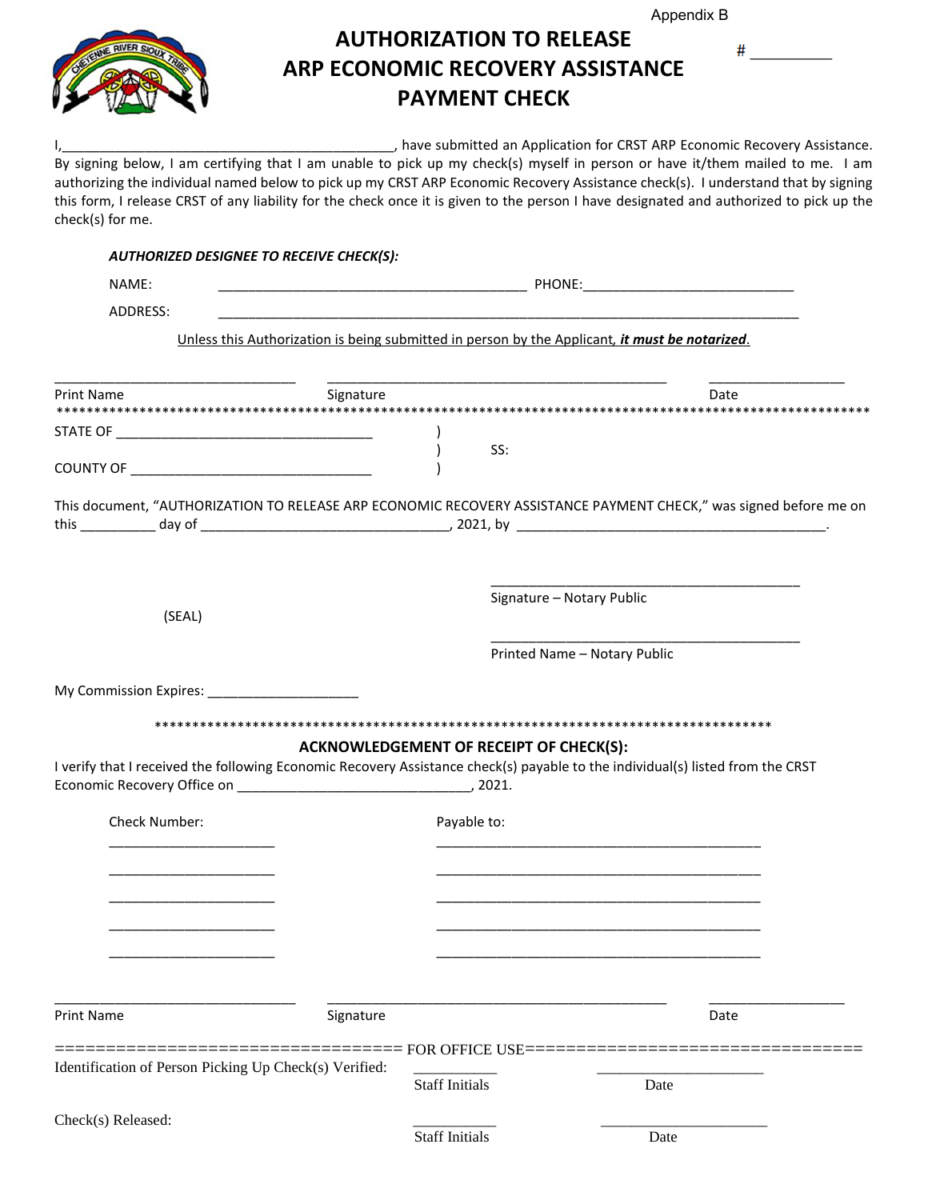Appendix B

# AUTHORIZATION TO RELEASE ARP ECONOMIC RECOVERY ASSISTANCE PAYMENT CHECK

# __________

I,_____________________________________________, have submitted an Application for CRST ARP Economic Recovery Assistance. By signing below, I am certifying that I am unable to pick up my check(s) myself in person or have it/them mailed to me. I am authorizing the individual named below to pick up my CRST ARP Economic Recovery Assistance check(s). I understand that by signing this form, I release CRST of any liability for the check once it is given to the person I have designated and authorized to pick up the check(s) for me.

***AUTHORIZED DESIGNEE TO RECEIVE CHECK(S):***

NAME: __________________________________________ PHONE:____________________________

ADDRESS: ______________________________________________________________________________

<u>Unless this Authorization is being submitted in person by the Applicant, ***it must be notarized***.</u>

_________________________________ _______________________________________________ ___________________

Print Name Signature Date

************************************************************************************************************

STATE OF ___________________________________ )
) SS:
COUNTY OF __________________________________ )

This document, "AUTHORIZATION TO RELEASE ARP ECONOMIC RECOVERY ASSISTANCE PAYMENT CHECK," was signed before me on this __________ day of __________________________________, 2021, by __________________________________________.

__________________________________________
Signature – Notary Public

(SEAL)

__________________________________________
Printed Name – Notary Public

My Commission Expires: ____________________

************************************************************************************

**ACKNOWLEDGEMENT OF RECEIPT OF CHECK(S):**

I verify that I received the following Economic Recovery Assistance check(s) payable to the individual(s) listed from the CRST Economic Recovery Office on ________________________________, 2021.

| Check Number: | Payable to: |
|---|---|
| ______________________ | ____________________________________________ |
| ______________________ | ____________________________________________ |
| ______________________ | ____________________________________________ |
| ______________________ | ____________________________________________ |
| ______________________ | ____________________________________________ |

_________________________________ _______________________________________________ ___________________

Print Name Signature Date

================================= FOR OFFICE USE=================================

Identification of Person Picking Up Check(s) Verified: ___________ Staff Initials ______________________ Date

Check(s) Released: ___________ Staff Initials ______________________ Date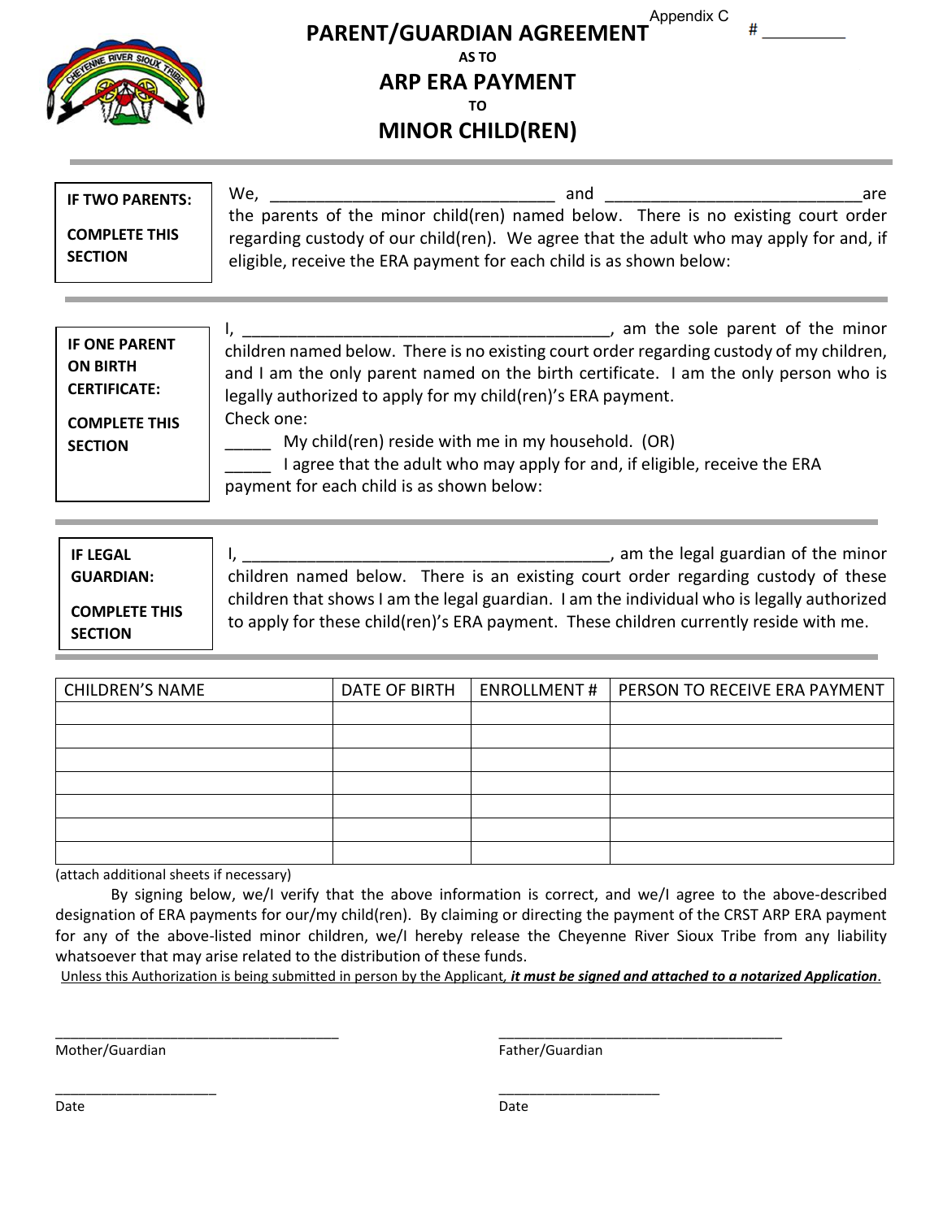Appendix C

# \_\_\_\_\_\_\_\_\_

# PARENT/GUARDIAN AGREEMENT

AS TO

## ARP ERA PAYMENT

TO

## MINOR CHILD(REN)

**IF TWO PARENTS:**

**COMPLETE THIS SECTION**

We, ______________________________ and ___________________________are the parents of the minor child(ren) named below. There is no existing court order regarding custody of our child(ren). We agree that the adult who may apply for and, if eligible, receive the ERA payment for each child is as shown below:

**IF ONE PARENT ON BIRTH CERTIFICATE:**

**COMPLETE THIS SECTION**

I, _______________________________________, am the sole parent of the minor children named below. There is no existing court order regarding custody of my children, and I am the only parent named on the birth certificate. I am the only person who is legally authorized to apply for my child(ren)'s ERA payment.

Check one:

_____ My child(ren) reside with me in my household. (OR)

_____ I agree that the adult who may apply for and, if eligible, receive the ERA payment for each child is as shown below:

**IF LEGAL GUARDIAN:**

**COMPLETE THIS SECTION**

I, _______________________________________, am the legal guardian of the minor children named below. There is an existing court order regarding custody of these children that shows I am the legal guardian. I am the individual who is legally authorized to apply for these child(ren)'s ERA payment. These children currently reside with me.

| CHILDREN'S NAME | DATE OF BIRTH | ENROLLMENT # | PERSON TO RECEIVE ERA PAYMENT |
|---|---|---|---|
| | | | |
| | | | |
| | | | |
| | | | |
| | | | |
| | | | |
| | | | |

(attach additional sheets if necessary)

By signing below, we/I verify that the above information is correct, and we/I agree to the above-described designation of ERA payments for our/my child(ren). By claiming or directing the payment of the CRST ARP ERA payment for any of the above-listed minor children, we/I hereby release the Cheyenne River Sioux Tribe from any liability whatsoever that may arise related to the distribution of these funds.

Unless this Authorization is being submitted in person by the Applicant, ***it must be signed and attached to a notarized Application***.

___________________________________
Mother/Guardian

___________________________________
Father/Guardian

____________________
Date

____________________
Date